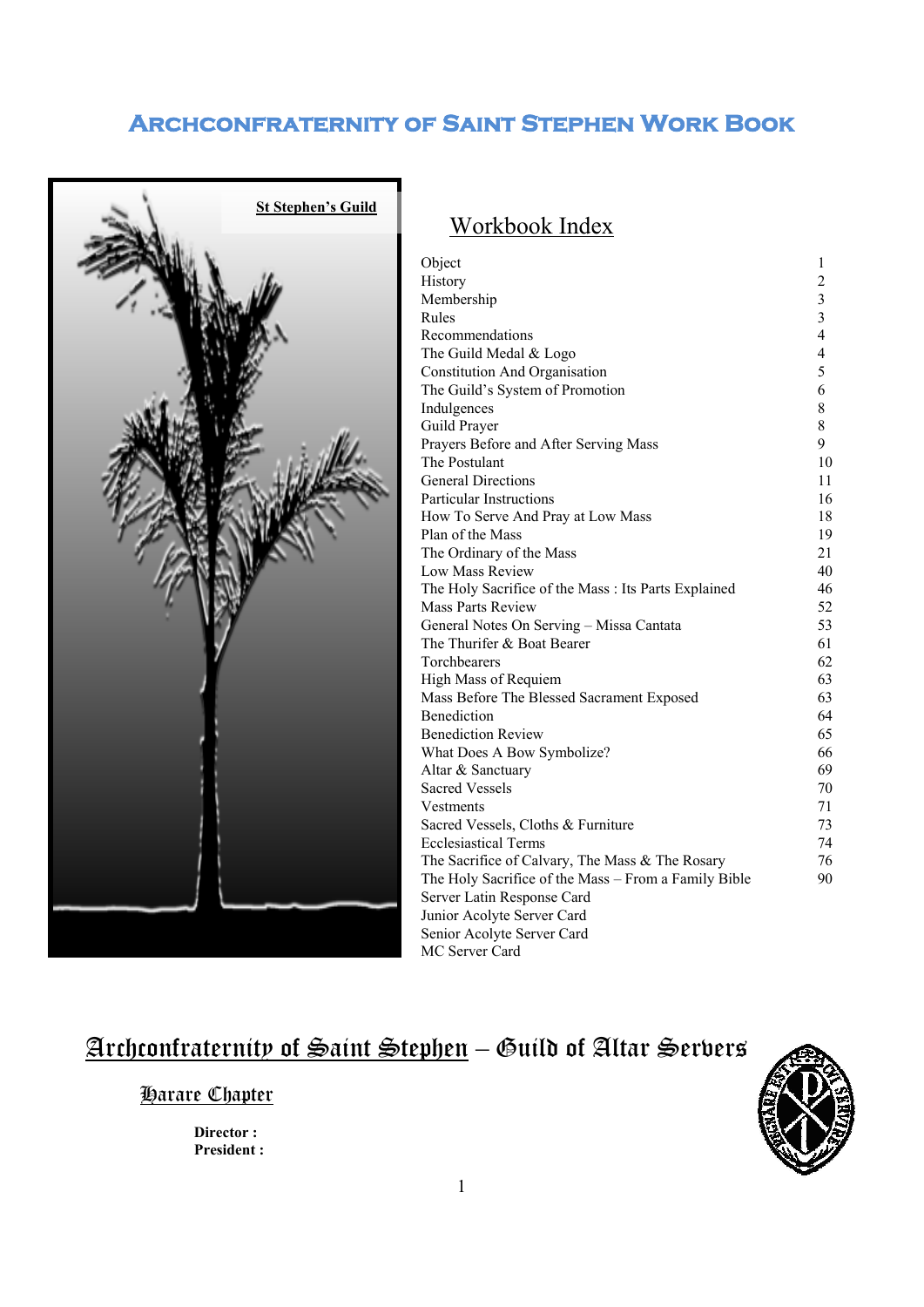# Archconfraternity of Saint Stephen Work Book

**St Stephen's Guild**

## Workbook Index

| | |
|---|---|
| Object | 1 |
| History | 2 |
| Membership | 3 |
| Rules | 3 |
| Recommendations | 4 |
| The Guild Medal & Logo | 4 |
| Constitution And Organisation | 5 |
| The Guild's System of Promotion | 6 |
| Indulgences | 8 |
| Guild Prayer | 8 |
| Prayers Before and After Serving Mass | 9 |
| The Postulant | 10 |
| General Directions | 11 |
| Particular Instructions | 16 |
| How To Serve And Pray at Low Mass | 18 |
| Plan of the Mass | 19 |
| The Ordinary of the Mass | 21 |
| Low Mass Review | 40 |
| The Holy Sacrifice of the Mass : Its Parts Explained | 46 |
| Mass Parts Review | 52 |
| General Notes On Serving – Missa Cantata | 53 |
| The Thurifer & Boat Bearer | 61 |
| Torchbearers | 62 |
| High Mass of Requiem | 63 |
| Mass Before The Blessed Sacrament Exposed | 63 |
| Benediction | 64 |
| Benediction Review | 65 |
| What Does A Bow Symbolize? | 66 |
| Altar & Sanctuary | 69 |
| Sacred Vessels | 70 |
| Vestments | 71 |
| Sacred Vessels, Cloths & Furniture | 73 |
| Ecclesiastical Terms | 74 |
| The Sacrifice of Calvary, The Mass & The Rosary | 76 |
| The Holy Sacrifice of the Mass – From a Family Bible | 90 |
| Server Latin Response Card | |
| Junior Acolyte Server Card | |
| Senior Acolyte Server Card | |
| MC Server Card | |

## Archconfraternity of Saint Stephen – Guild of Altar Servers

### Harare Chapter

**Director :**
**President :**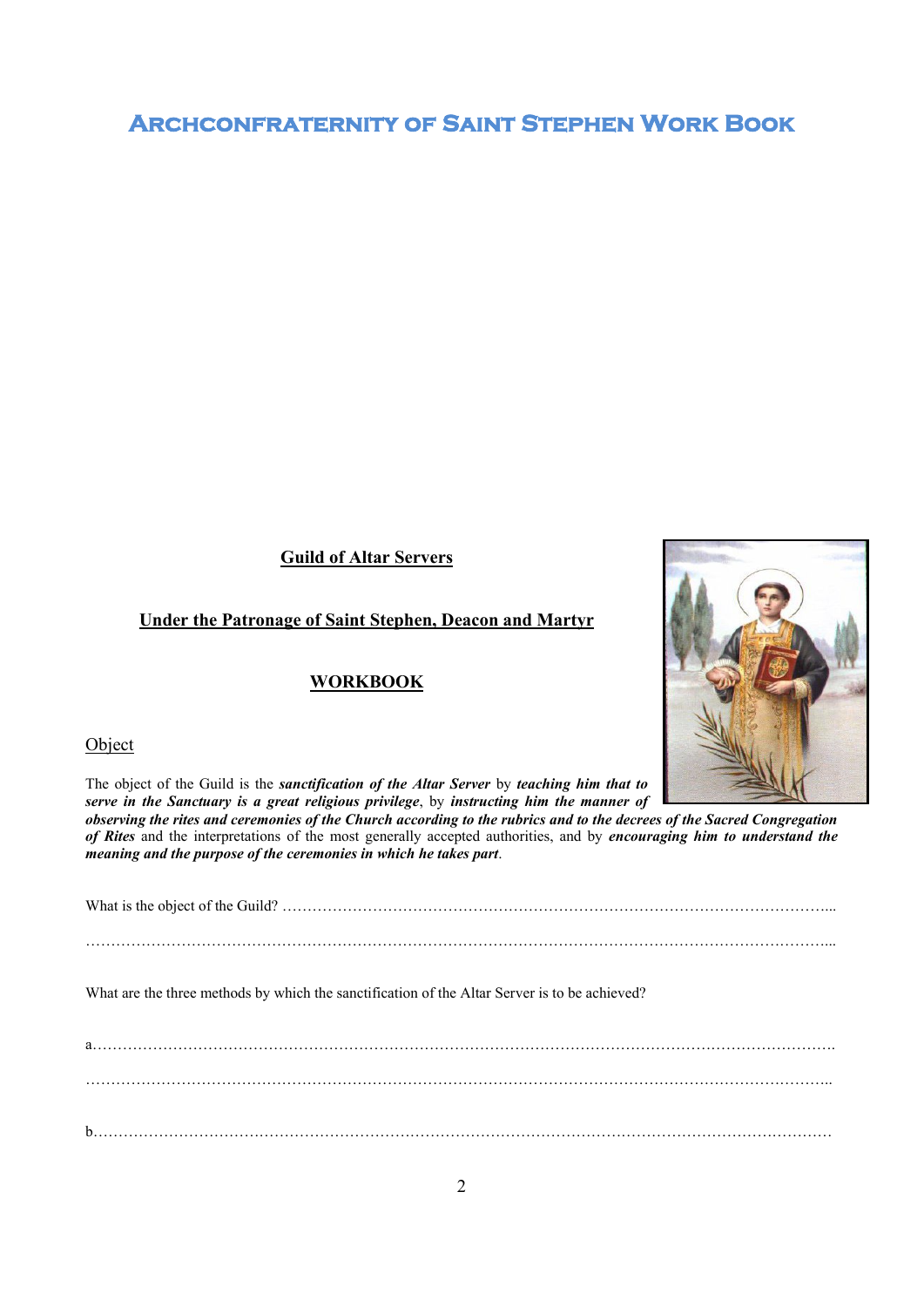# Archconfraternity of Saint Stephen Work Book

**Guild of Altar Servers**

**Under the Patronage of Saint Stephen, Deacon and Martyr**

**WORKBOOK**

Object

The object of the Guild is the ***sanctification of the Altar Server*** by ***teaching him that to serve in the Sanctuary is a great religious privilege***, by ***instructing him the manner of observing the rites and ceremonies of the Church according to the rubrics and to the decrees of the Sacred Congregation of Rites*** and the interpretations of the most generally accepted authorities, and by ***encouraging him to understand the meaning and the purpose of the ceremonies in which he takes part***.

What is the object of the Guild? ……………………………………………………………………………………………...

……………………………………………………………………………………………………………………………...

What are the three methods by which the sanctification of the Altar Server is to be achieved?

a……………………………………………………………………………………………………………………………

……………………………………………………………………………………………………………………………..

b……………………………………………………………………………………………………………………………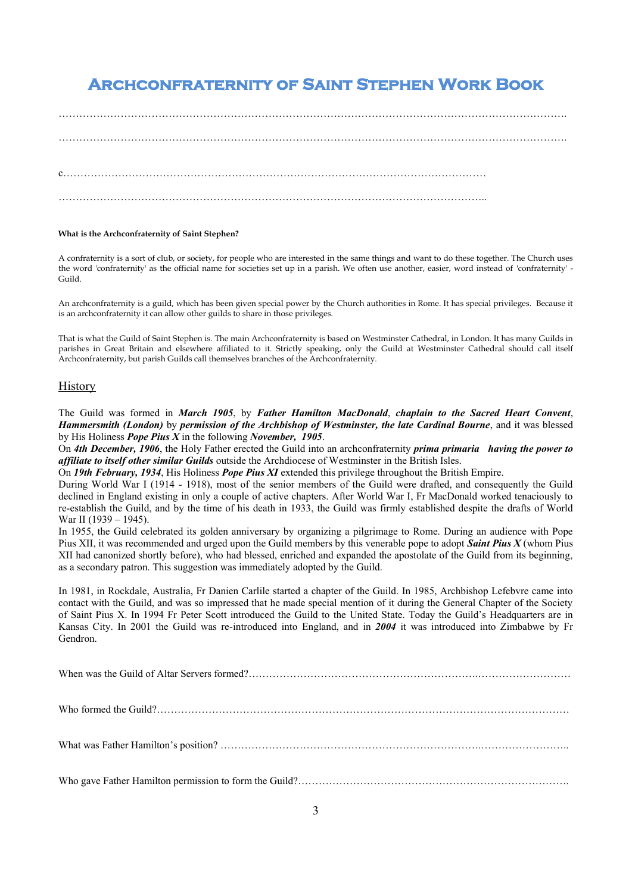# Archconfraternity of Saint Stephen Work Book

…………………………………………………………………………………………………………………………………….

…………………………………………………………………………………………………………………………………….

c……………………………………………………………………………………………………………

…………………………………………………………………………………………………………………..

**What is the Archconfraternity of Saint Stephen?**

A confraternity is a sort of club, or society, for people who are interested in the same things and want to do these together. The Church uses the word 'confraternity' as the official name for societies set up in a parish. We often use another, easier, word instead of 'confraternity' - Guild.

An archconfraternity is a guild, which has been given special power by the Church authorities in Rome. It has special privileges. Because it is an archconfraternity it can allow other guilds to share in those privileges.

That is what the Guild of Saint Stephen is. The main Archconfraternity is based on Westminster Cathedral, in London. It has many Guilds in parishes in Great Britain and elsewhere affiliated to it. Strictly speaking, only the Guild at Westminster Cathedral should call itself Archconfraternity, but parish Guilds call themselves branches of the Archconfraternity.

## History

The Guild was formed in ***March 1905***, by ***Father Hamilton MacDonald***, ***chaplain to the Sacred Heart Convent***, ***Hammersmith (London)*** by ***permission of the Archbishop of Westminster, the late Cardinal Bourne***, and it was blessed by His Holiness ***Pope Pius X*** in the following ***November, 1905***.
On ***4th December, 1906***, the Holy Father erected the Guild into an archconfraternity ***prima primaria having the power to affiliate to itself other similar Guilds*** outside the Archdiocese of Westminster in the British Isles.
On ***19th February, 1934***, His Holiness ***Pope Pius XI*** extended this privilege throughout the British Empire.
During World War I (1914 - 1918), most of the senior members of the Guild were drafted, and consequently the Guild declined in England existing in only a couple of active chapters. After World War I, Fr MacDonald worked tenaciously to re-establish the Guild, and by the time of his death in 1933, the Guild was firmly established despite the drafts of World War II (1939 – 1945).
In 1955, the Guild celebrated its golden anniversary by organizing a pilgrimage to Rome. During an audience with Pope Pius XII, it was recommended and urged upon the Guild members by this venerable pope to adopt ***Saint Pius X*** (whom Pius XII had canonized shortly before), who had blessed, enriched and expanded the apostolate of the Guild from its beginning, as a secondary patron. This suggestion was immediately adopted by the Guild.

In 1981, in Rockdale, Australia, Fr Danien Carlile started a chapter of the Guild. In 1985, Archbishop Lefebvre came into contact with the Guild, and was so impressed that he made special mention of it during the General Chapter of the Society of Saint Pius X. In 1994 Fr Peter Scott introduced the Guild to the United State. Today the Guild's Headquarters are in Kansas City. In 2001 the Guild was re-introduced into England, and in ***2004*** it was introduced into Zimbabwe by Fr Gendron.

When was the Guild of Altar Servers formed?……………………………………………………….………………………

Who formed the Guild?………………………………………………………….………………………………………

What was Father Hamilton's position? …………………………………………………………….……………………..

Who gave Father Hamilton permission to form the Guild?…………………………………………………………………….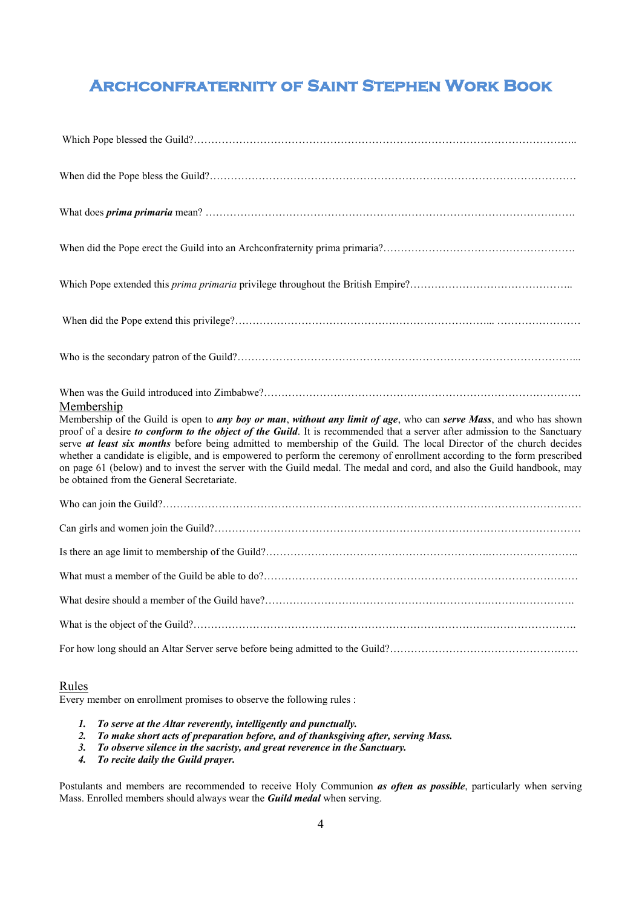# Archconfraternity of Saint Stephen Work Book

Which Pope blessed the Guild?……………………………………………………………………………………………..

When did the Pope bless the Guild?…………………………………………………………………………………………

What does ***prima primaria*** mean? ……………………………………………………………………………………………….

When did the Pope erect the Guild into an Archconfraternity prima primaria?……………………………………………….

Which Pope extended this *prima primaria* privilege throughout the British Empire?……………………………………..

When did the Pope extend this privilege?…………………………………………………………... ……………………

Who is the secondary patron of the Guild?……………………………………………………………………………………...

When was the Guild introduced into Zimbabwe?……………………………………………………………………………….

## Membership

Membership of the Guild is open to ***any boy or man***, ***without any limit of age***, who can ***serve Mass***, and who has shown proof of a desire ***to conform to the object of the Guild***. It is recommended that a server after admission to the Sanctuary serve ***at least six months*** before being admitted to membership of the Guild. The local Director of the church decides whether a candidate is eligible, and is empowered to perform the ceremony of enrollment according to the form prescribed on page 61 (below) and to invest the server with the Guild medal. The medal and cord, and also the Guild handbook, may be obtained from the General Secretariate.

Who can join the Guild?……………………………………………………………………………………………………………

Can girls and women join the Guild?………………………………………………………………………………………………

Is there an age limit to membership of the Guild?……………………………………………………….……………………..

What must a member of the Guild be able to do?……………………………………………………………………………

What desire should a member of the Guild have?……………………………………………………….…………………….

What is the object of the Guild?…………………………………………………………………………….…………………….

For how long should an Altar Server serve before being admitted to the Guild?……………………………………………

## Rules

Every member on enrollment promises to observe the following rules :

1. ***To serve at the Altar reverently, intelligently and punctually.***
2. ***To make short acts of preparation before, and of thanksgiving after, serving Mass.***
3. ***To observe silence in the sacristy, and great reverence in the Sanctuary.***
4. ***To recite daily the Guild prayer.***

Postulants and members are recommended to receive Holy Communion ***as often as possible***, particularly when serving Mass. Enrolled members should always wear the ***Guild medal*** when serving.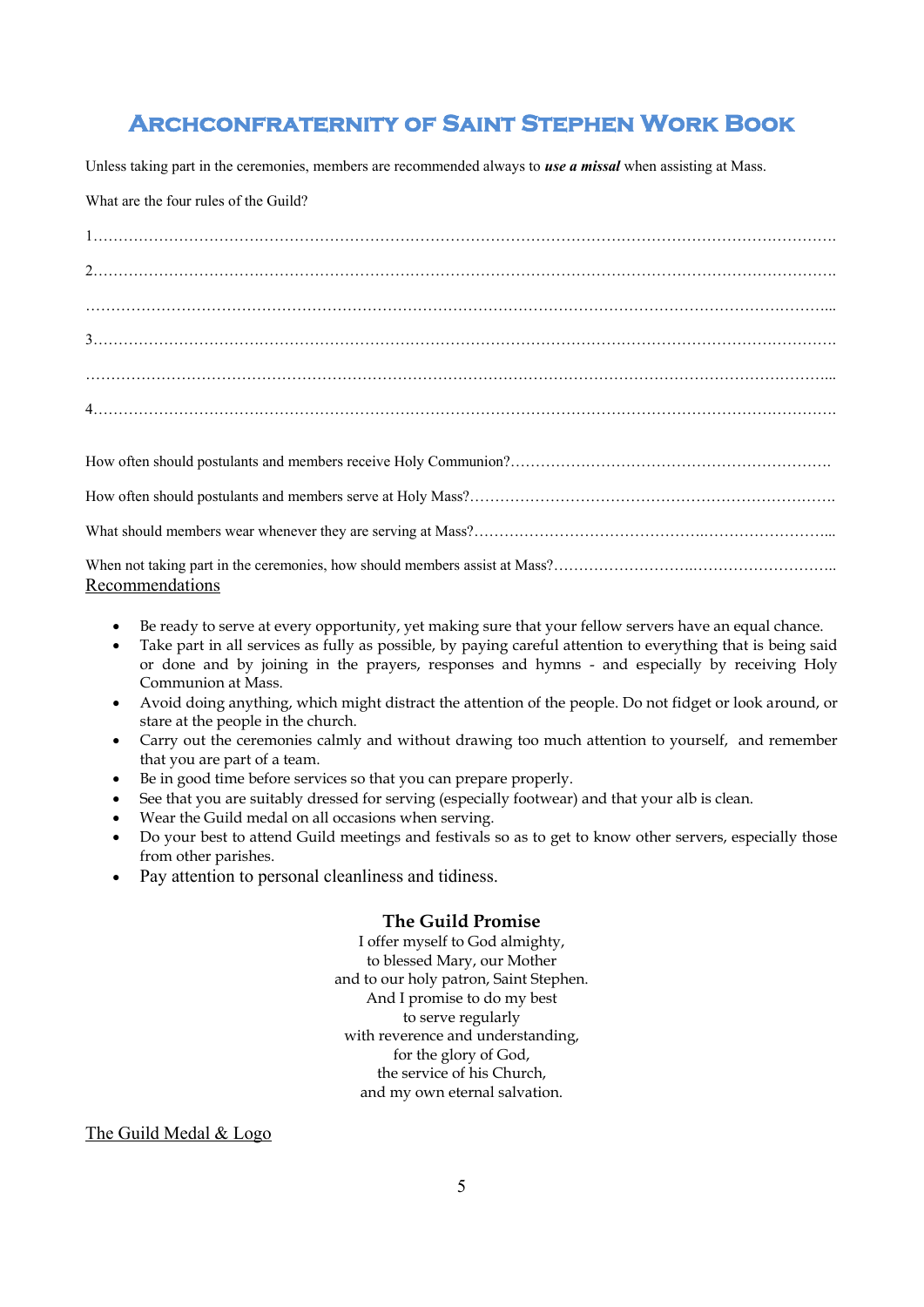# Archconfraternity of Saint Stephen Work Book

Unless taking part in the ceremonies, members are recommended always to ***use a missal*** when assisting at Mass.

What are the four rules of the Guild?

1……………………………………………………………………………………………………………………………….

2……………………………………………………………………………………………………………………………….

…………………………………………………………………………………………………………………………………

3……………………………………………………………………………………………………………………………….

…………………………………………………………………………………………………………………………………

4……………………………………………………………………………………………………………………………….

How often should postulants and members receive Holy Communion?………………………………………………………

How often should postulants and members serve at Holy Mass?……………………………………………………………….

What should members wear whenever they are serving at Mass?………………………………………………………………..

When not taking part in the ceremonies, how should members assist at Mass?………………………………………………..

## Recommendations

- Be ready to serve at every opportunity, yet making sure that your fellow servers have an equal chance.
- Take part in all services as fully as possible, by paying careful attention to everything that is being said or done and by joining in the prayers, responses and hymns - and especially by receiving Holy Communion at Mass.
- Avoid doing anything, which might distract the attention of the people. Do not fidget or look around, or stare at the people in the church.
- Carry out the ceremonies calmly and without drawing too much attention to yourself, and remember that you are part of a team.
- Be in good time before services so that you can prepare properly.
- See that you are suitably dressed for serving (especially footwear) and that your alb is clean.
- Wear the Guild medal on all occasions when serving.
- Do your best to attend Guild meetings and festivals so as to get to know other servers, especially those from other parishes.
- Pay attention to personal cleanliness and tidiness.

### The Guild Promise

I offer myself to God almighty,
to blessed Mary, our Mother
and to our holy patron, Saint Stephen.
And I promise to do my best
to serve regularly
with reverence and understanding,
for the glory of God,
the service of his Church,
and my own eternal salvation.

## The Guild Medal & Logo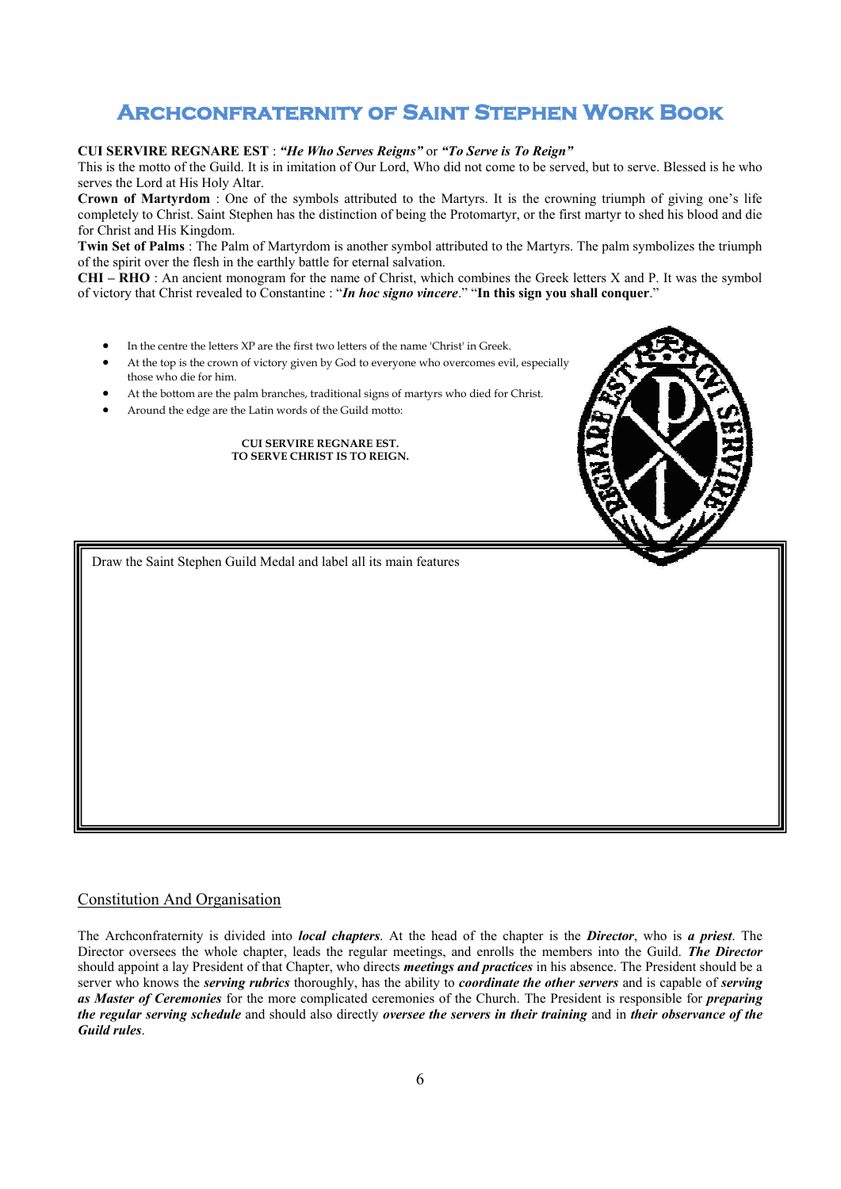# Archconfraternity of Saint Stephen Work Book

**CUI SERVIRE REGNARE EST** : ***"He Who Serves Reigns"*** or ***"To Serve is To Reign"***
This is the motto of the Guild. It is in imitation of Our Lord, Who did not come to be served, but to serve. Blessed is he who serves the Lord at His Holy Altar.

**Crown of Martyrdom** : One of the symbols attributed to the Martyrs. It is the crowning triumph of giving one's life completely to Christ. Saint Stephen has the distinction of being the Protomartyr, or the first martyr to shed his blood and die for Christ and His Kingdom.

**Twin Set of Palms** : The Palm of Martyrdom is another symbol attributed to the Martyrs. The palm symbolizes the triumph of the spirit over the flesh in the earthly battle for eternal salvation.

**CHI – RHO** : An ancient monogram for the name of Christ, which combines the Greek letters X and P. It was the symbol of victory that Christ revealed to Constantine : "***In hoc signo vincere***." "**In this sign you shall conquer**."

- In the centre the letters XP are the first two letters of the name 'Christ' in Greek.
- At the top is the crown of victory given by God to everyone who overcomes evil, especially those who die for him.
- At the bottom are the palm branches, traditional signs of martyrs who died for Christ.
- Around the edge are the Latin words of the Guild motto:

**CUI SERVIRE REGNARE EST.**
**TO SERVE CHRIST IS TO REIGN.**

Draw the Saint Stephen Guild Medal and label all its main features

## Constitution And Organisation

The Archconfraternity is divided into ***local chapters***. At the head of the chapter is the ***Director***, who is ***a priest***. The Director oversees the whole chapter, leads the regular meetings, and enrolls the members into the Guild. ***The Director*** should appoint a lay President of that Chapter, who directs ***meetings and practices*** in his absence. The President should be a server who knows the ***serving rubrics*** thoroughly, has the ability to ***coordinate the other servers*** and is capable of ***serving as Master of Ceremonies*** for the more complicated ceremonies of the Church. The President is responsible for ***preparing the regular serving schedule*** and should also directly ***oversee the servers in their training*** and in ***their observance of the Guild rules***.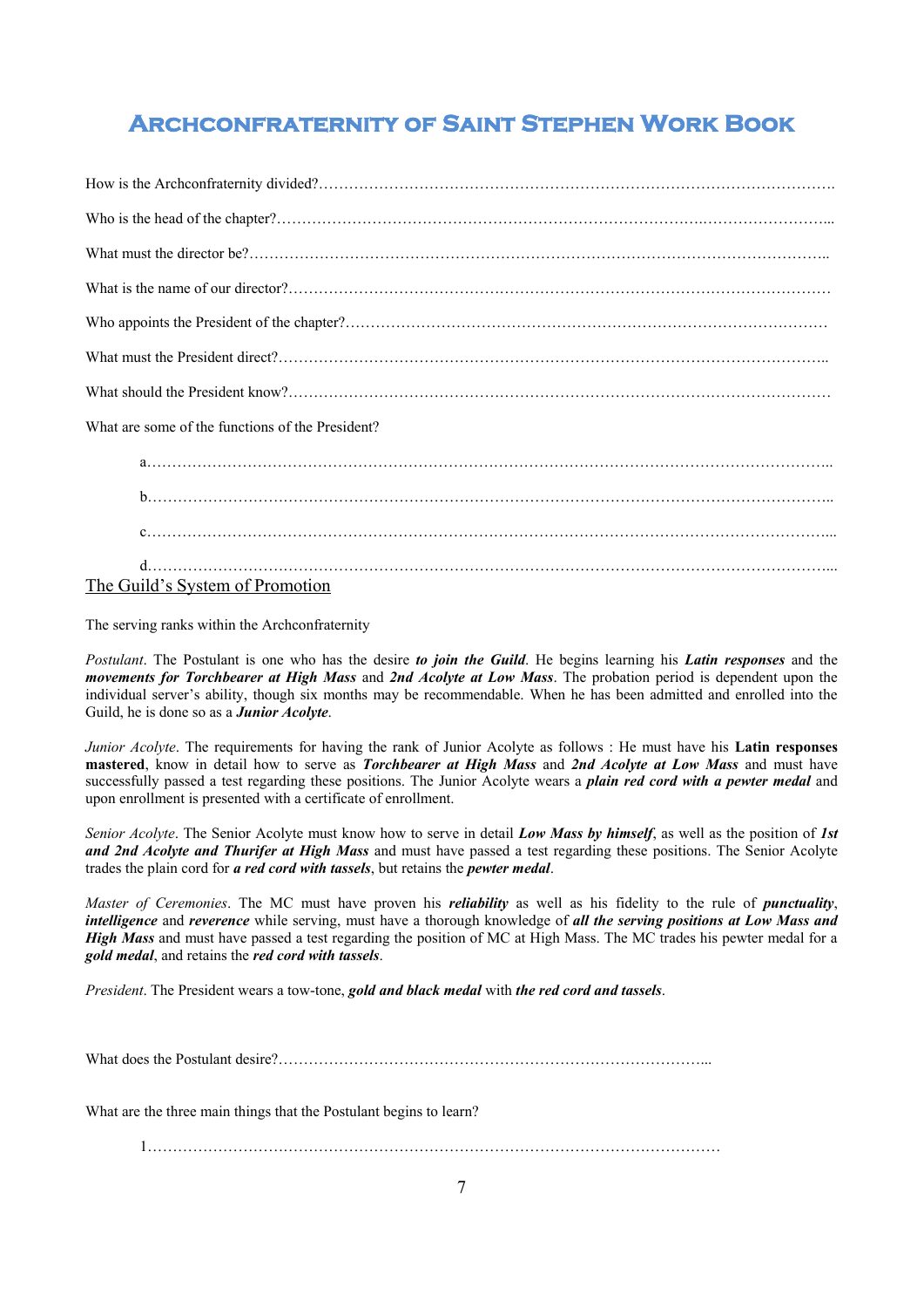# Archconfraternity of Saint Stephen Work Book

How is the Archconfraternity divided?………………………………………………………………………………………….

Who is the head of the chapter?………………………………………………………………………….……………………...

What must the director be?……………………………………………………………………………………………………..

What is the name of our director?………………………………………………………………………………………………

Who appoints the President of the chapter?……………………………………………………………………………………

What must the President direct?………………………………………………………………………………………………..

What should the President know?………………………………………………………………………………………………

What are some of the functions of the President?

a.…………………………………………………………………………………………………………………………...

b.…………………………………………………………………………………………………………………………..

c.…………………………………………………………………………………………………………………………....

d.…………………………………………………………………………………………………………………………...

## The Guild's System of Promotion

The serving ranks within the Archconfraternity

*Postulant*. The Postulant is one who has the desire ***to join the Guild***. He begins learning his ***Latin responses*** and the ***movements for Torchbearer at High Mass*** and ***2nd Acolyte at Low Mass***. The probation period is dependent upon the individual server's ability, though six months may be recommendable. When he has been admitted and enrolled into the Guild, he is done so as a ***Junior Acolyte***.

*Junior Acolyte*. The requirements for having the rank of Junior Acolyte as follows : He must have his **Latin responses mastered**, know in detail how to serve as ***Torchbearer at High Mass*** and ***2nd Acolyte at Low Mass*** and must have successfully passed a test regarding these positions. The Junior Acolyte wears a ***plain red cord with a pewter medal*** and upon enrollment is presented with a certificate of enrollment.

*Senior Acolyte*. The Senior Acolyte must know how to serve in detail ***Low Mass by himself***, as well as the position of ***1st and 2nd Acolyte and Thurifer at High Mass*** and must have passed a test regarding these positions. The Senior Acolyte trades the plain cord for ***a red cord with tassels***, but retains the ***pewter medal***.

*Master of Ceremonies*. The MC must have proven his ***reliability*** as well as his fidelity to the rule of ***punctuality***, ***intelligence*** and ***reverence*** while serving, must have a thorough knowledge of ***all the serving positions at Low Mass and High Mass*** and must have passed a test regarding the position of MC at High Mass. The MC trades his pewter medal for a ***gold medal***, and retains the ***red cord with tassels***.

*President*. The President wears a tow-tone, ***gold and black medal*** with ***the red cord and tassels***.

What does the Postulant desire?…………………………………………………………………………...

What are the three main things that the Postulant begins to learn?

1.……………………………………………………………………………………………………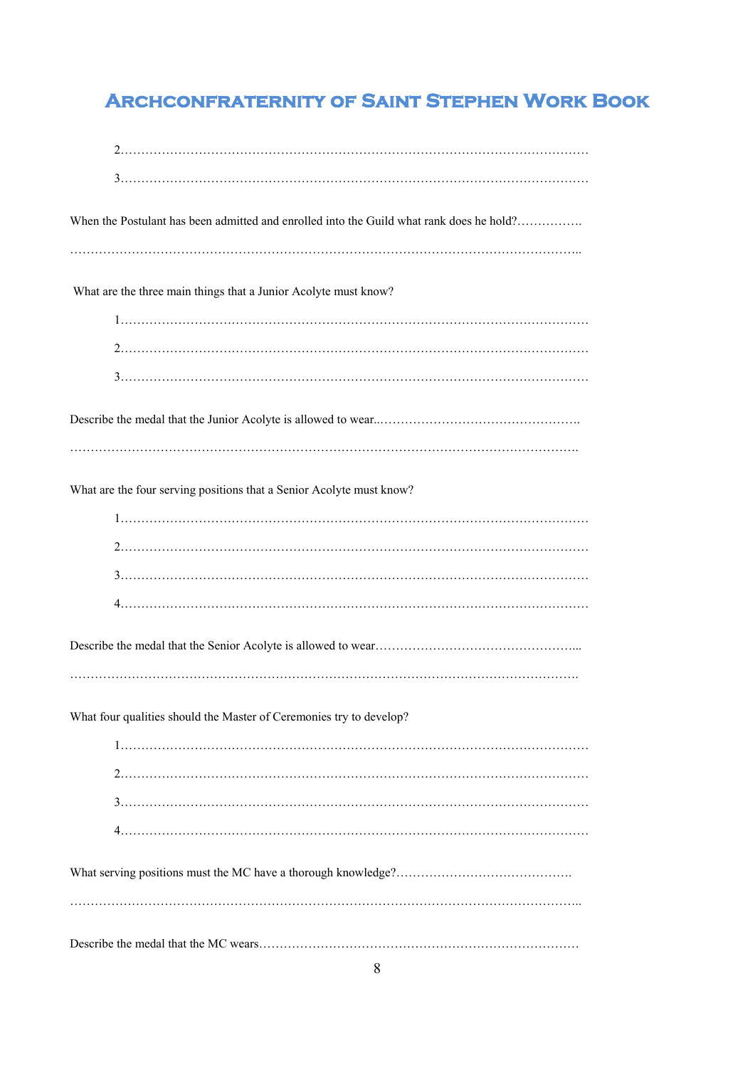2…………………………………………………………………………………………………

3…………………………………………………………………………………………………

When the Postulant has been admitted and enrolled into the Guild what rank does he hold?…………….

…………………………………………………………………………………………………………..

What are the three main things that a Junior Acolyte must know?

1…………………………………………………………………………………………………

2…………………………………………………………………………………………………

3…………………………………………………………………………………………………

Describe the medal that the Junior Acolyte is allowed to wear..………………………………………….

………………………………………………………………………………………………………….

What are the four serving positions that a Senior Acolyte must know?

1…………………………………………………………………………………………………

2…………………………………………………………………………………………………

3…………………………………………………………………………………………………

4…………………………………………………………………………………………………

Describe the medal that the Senior Acolyte is allowed to wear…………………………………………...

………………………………………………………………………………………………………….

What four qualities should the Master of Ceremonies try to develop?

1…………………………………………………………………………………………………

2…………………………………………………………………………………………………

3…………………………………………………………………………………………………

4…………………………………………………………………………………………………

What serving positions must the MC have a thorough knowledge?…………………………………….

…………………………………………………………………………………………………………..

Describe the medal that the MC wears……………………………………………………………………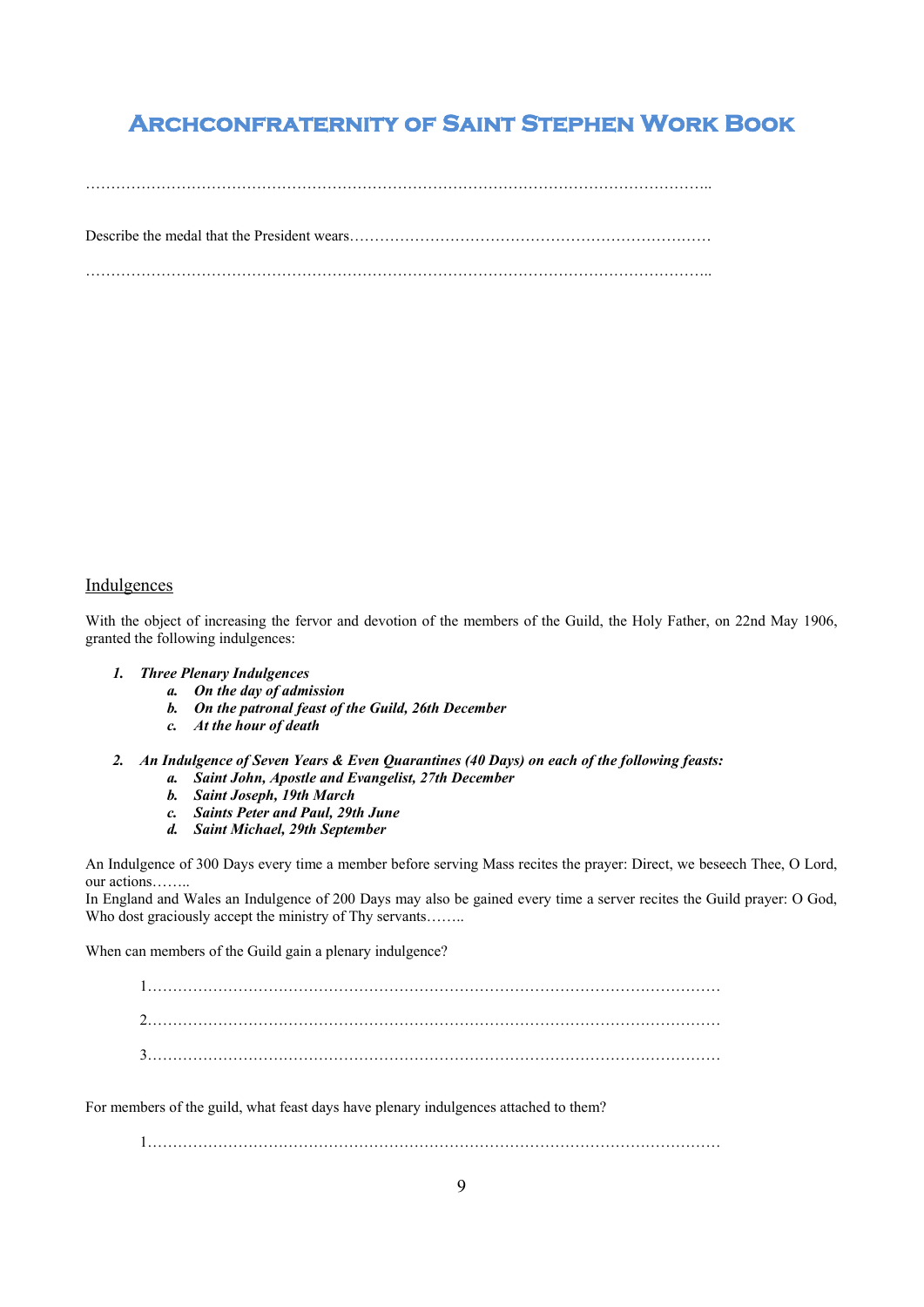# Archconfraternity of Saint Stephen Work Book

…………………………………………………………………………………………………………..

Describe the medal that the President wears………………………………………………………………

…………………………………………………………………………………………………………..

<u>Indulgences</u>

With the object of increasing the fervor and devotion of the members of the Guild, the Holy Father, on 22nd May 1906, granted the following indulgences:

1. ***Three Plenary Indulgences***
   - a. ***On the day of admission***
   - b. ***On the patronal feast of the Guild, 26th December***
   - c. ***At the hour of death***

2. ***An Indulgence of Seven Years & Even Quarantines (40 Days) on each of the following feasts:***
   - a. ***Saint John, Apostle and Evangelist, 27th December***
   - b. ***Saint Joseph, 19th March***
   - c. ***Saints Peter and Paul, 29th June***
   - d. ***Saint Michael, 29th September***

An Indulgence of 300 Days every time a member before serving Mass recites the prayer: Direct, we beseech Thee, O Lord, our actions……..
In England and Wales an Indulgence of 200 Days may also be gained every time a server recites the Guild prayer: O God, Who dost graciously accept the ministry of Thy servants……..

When can members of the Guild gain a plenary indulgence?

1……………………………………………………………………………………………………

2……………………………………………………………………………………………………

3……………………………………………………………………………………………………

For members of the guild, what feast days have plenary indulgences attached to them?

1……………………………………………………………………………………………………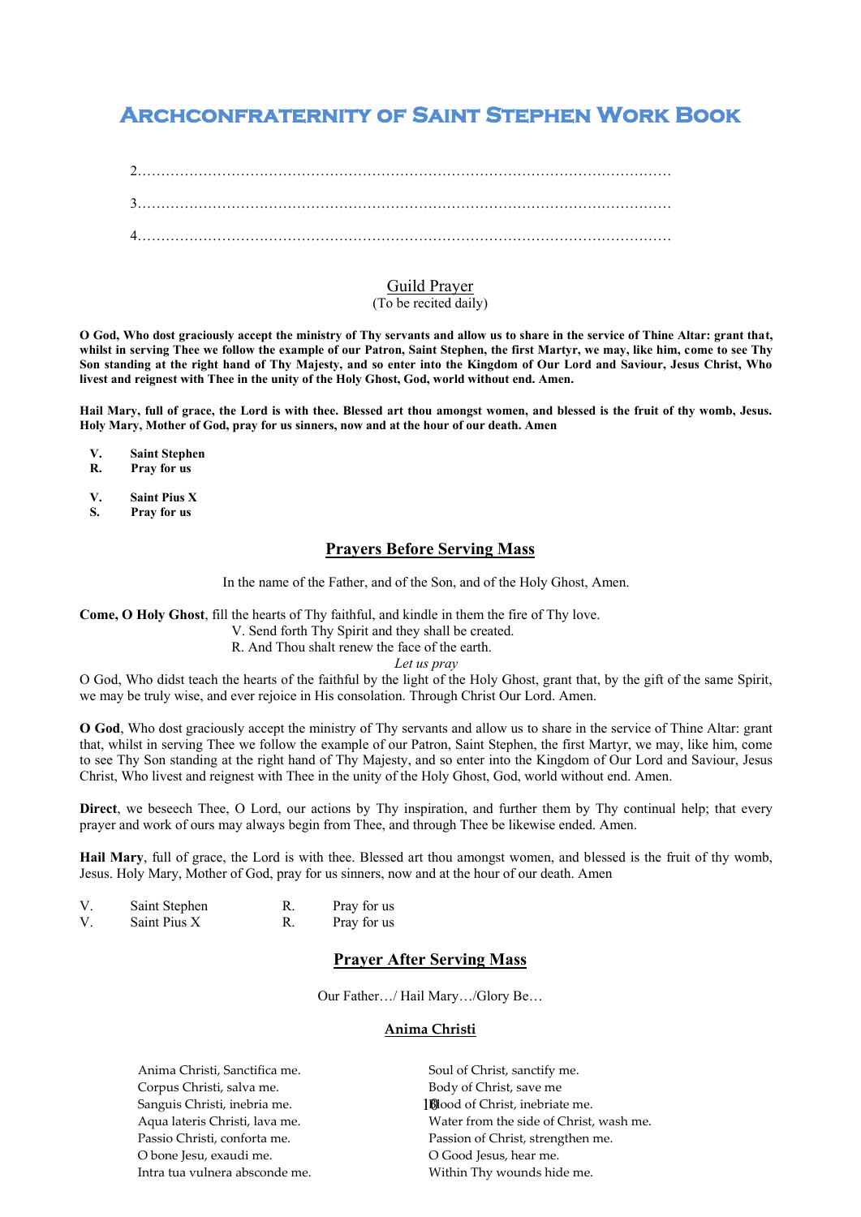2.……………………………………………………………………………………………………

3.……………………………………………………………………………………………………

4.……………………………………………………………………………………………………

## Guild Prayer

(To be recited daily)

**O God, Who dost graciously accept the ministry of Thy servants and allow us to share in the service of Thine Altar: grant that, whilst in serving Thee we follow the example of our Patron, Saint Stephen, the first Martyr, we may, like him, come to see Thy Son standing at the right hand of Thy Majesty, and so enter into the Kingdom of Our Lord and Saviour, Jesus Christ, Who livest and reignest with Thee in the unity of the Holy Ghost, God, world without end. Amen.**

**Hail Mary, full of grace, the Lord is with thee. Blessed art thou amongst women, and blessed is the fruit of thy womb, Jesus. Holy Mary, Mother of God, pray for us sinners, now and at the hour of our death. Amen**

**V. Saint Stephen**
**R. Pray for us**

**V. Saint Pius X**
**S. Pray for us**

## Prayers Before Serving Mass

In the name of the Father, and of the Son, and of the Holy Ghost, Amen.

**Come, O Holy Ghost**, fill the hearts of Thy faithful, and kindle in them the fire of Thy love.
V. Send forth Thy Spirit and they shall be created.
R. And Thou shalt renew the face of the earth.

*Let us pray*

O God, Who didst teach the hearts of the faithful by the light of the Holy Ghost, grant that, by the gift of the same Spirit, we may be truly wise, and ever rejoice in His consolation. Through Christ Our Lord. Amen.

**O God**, Who dost graciously accept the ministry of Thy servants and allow us to share in the service of Thine Altar: grant that, whilst in serving Thee we follow the example of our Patron, Saint Stephen, the first Martyr, we may, like him, come to see Thy Son standing at the right hand of Thy Majesty, and so enter into the Kingdom of Our Lord and Saviour, Jesus Christ, Who livest and reignest with Thee in the unity of the Holy Ghost, God, world without end. Amen.

**Direct**, we beseech Thee, O Lord, our actions by Thy inspiration, and further them by Thy continual help; that every prayer and work of ours may always begin from Thee, and through Thee be likewise ended. Amen.

**Hail Mary**, full of grace, the Lord is with thee. Blessed art thou amongst women, and blessed is the fruit of thy womb, Jesus. Holy Mary, Mother of God, pray for us sinners, now and at the hour of our death. Amen

V. Saint Stephen R. Pray for us
V. Saint Pius X R. Pray for us

## Prayer After Serving Mass

Our Father…/ Hail Mary…/Glory Be…

### Anima Christi

| | |
|---|---|
| Anima Christi, Sanctifica me. | Soul of Christ, sanctify me. |
| Corpus Christi, salva me. | Body of Christ, save me |
| Sanguis Christi, inebria me. | Blood of Christ, inebriate me. |
| Aqua lateris Christi, lava me. | Water from the side of Christ, wash me. |
| Passio Christi, conforta me. | Passion of Christ, strengthen me. |
| O bone Jesu, exaudi me. | O Good Jesus, hear me. |
| Intra tua vulnera absconde me. | Within Thy wounds hide me. |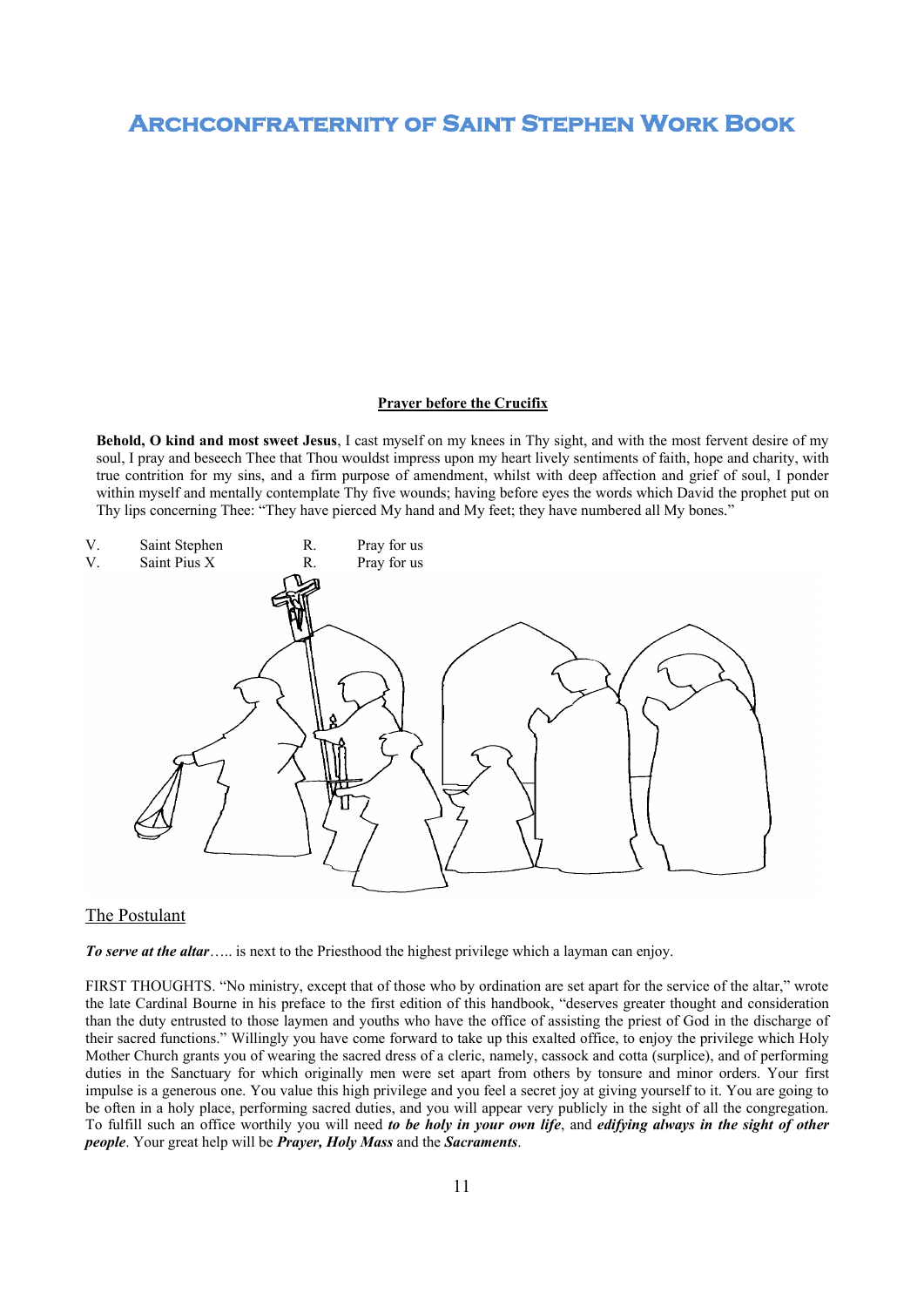### Prayer before the Crucifix

**Behold, O kind and most sweet Jesus**, I cast myself on my knees in Thy sight, and with the most fervent desire of my soul, I pray and beseech Thee that Thou wouldst impress upon my heart lively sentiments of faith, hope and charity, with true contrition for my sins, and a firm purpose of amendment, whilst with deep affection and grief of soul, I ponder within myself and mentally contemplate Thy five wounds; having before eyes the words which David the prophet put on Thy lips concerning Thee: "They have pierced My hand and My feet; they have numbered all My bones."

V. Saint Stephen R. Pray for us
V. Saint Pius X R. Pray for us

## The Postulant

***To serve at the altar***….. is next to the Priesthood the highest privilege which a layman can enjoy.

FIRST THOUGHTS. "No ministry, except that of those who by ordination are set apart for the service of the altar," wrote the late Cardinal Bourne in his preface to the first edition of this handbook, "deserves greater thought and consideration than the duty entrusted to those laymen and youths who have the office of assisting the priest of God in the discharge of their sacred functions." Willingly you have come forward to take up this exalted office, to enjoy the privilege which Holy Mother Church grants you of wearing the sacred dress of a cleric, namely, cassock and cotta (surplice), and of performing duties in the Sanctuary for which originally men were set apart from others by tonsure and minor orders. Your first impulse is a generous one. You value this high privilege and you feel a secret joy at giving yourself to it. You are going to be often in a holy place, performing sacred duties, and you will appear very publicly in the sight of all the congregation. To fulfill such an office worthily you will need ***to be holy in your own life***, and ***edifying always in the sight of other people***. Your great help will be ***Prayer, Holy Mass*** and the ***Sacraments***.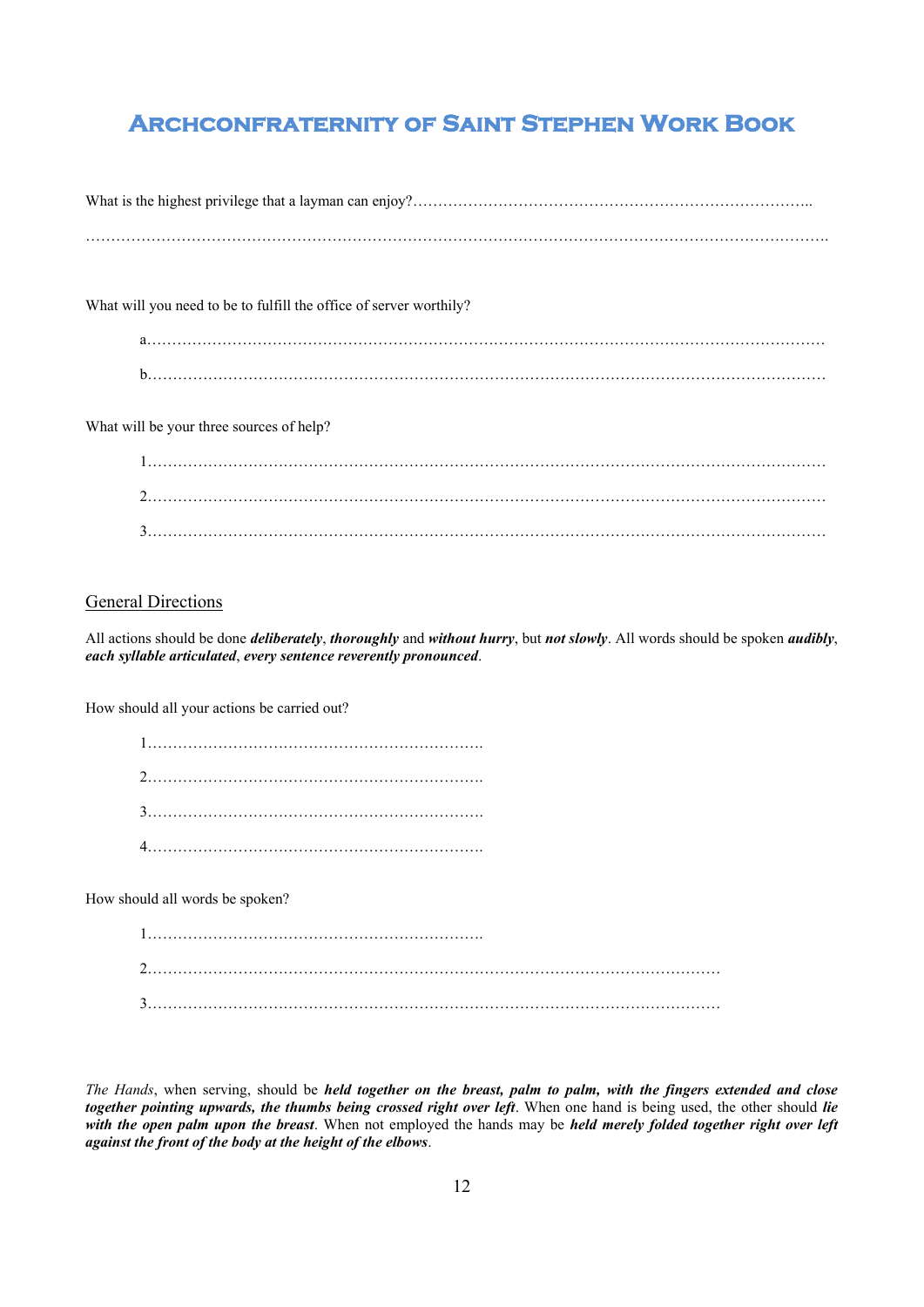# Archconfraternity of Saint Stephen Work Book

What is the highest privilege that a layman can enjoy?……………………………………………………………………..

…………………………………………………………………………………………………………………………….

What will you need to be to fulfill the office of server worthily?

a.…………………………………………………………………………………………………………………

b.…………………………………………………………………………………………………………………

What will be your three sources of help?

1.…………………………………………………………………………………………………………………

2.…………………………………………………………………………………………………………………

3.…………………………………………………………………………………………………………………

## General Directions

All actions should be done ***deliberately***, ***thoroughly*** and ***without hurry***, but ***not slowly***. All words should be spoken ***audibly***, ***each syllable articulated***, ***every sentence reverently pronounced***.

How should all your actions be carried out?

1.………………………………………………………….

2.………………………………………………………….

3.………………………………………………………….

4.………………………………………………………….

How should all words be spoken?

1.………………………………………………………….

2.……………………………………………………………………………………………………

3.……………………………………………………………………………………………………

*The Hands*, when serving, should be ***held together on the breast, palm to palm, with the fingers extended and close together pointing upwards, the thumbs being crossed right over left***. When one hand is being used, the other should ***lie with the open palm upon the breast***. When not employed the hands may be ***held merely folded together right over left against the front of the body at the height of the elbows***.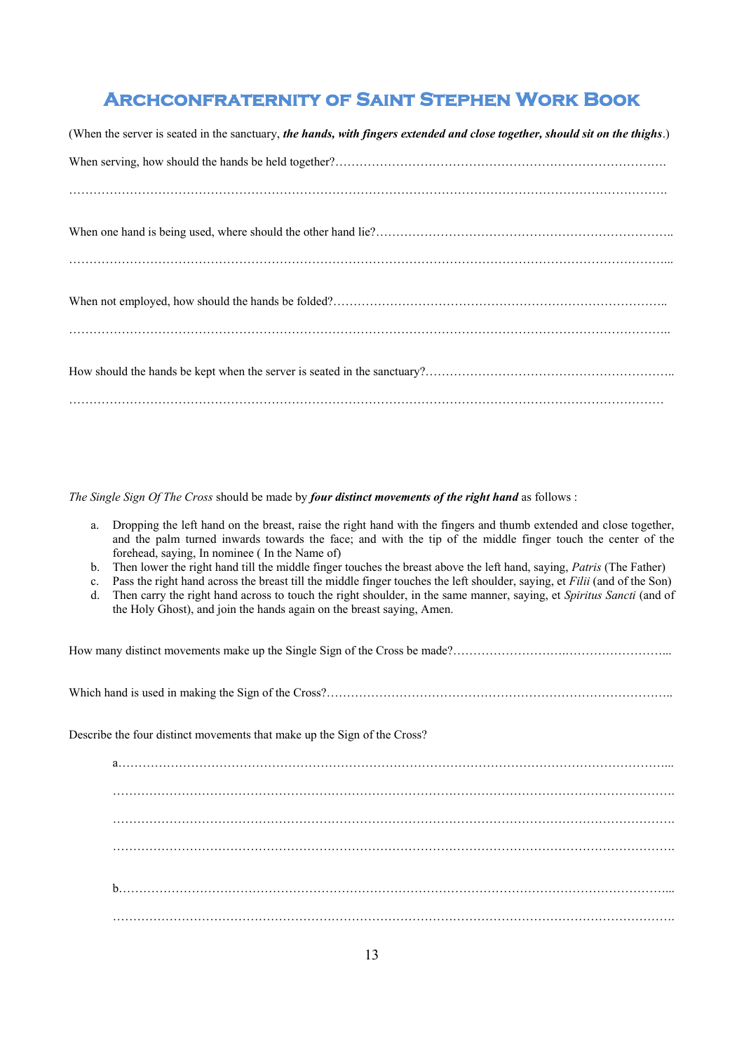(When the server is seated in the sanctuary, ***the hands, with fingers extended and close together, should sit on the thighs***.)

When serving, how should the hands be held together?……………………………………………………………………….

…………………………………………………………………………………………………………………………………….

When one hand is being used, where should the other hand lie?………………………………………………………………..

……………………………………………………………………………………………………………………………………...

When not employed, how should the hands be folded?………………………………………………………………………..

……………………………………………………………………………………………………………………………………..

How should the hands be kept when the server is seated in the sanctuary?…………………………………………………..

……………………………………………………………………………………………………………………………………

*The Single Sign Of The Cross* should be made by ***four distinct movements of the right hand*** as follows :

a. Dropping the left hand on the breast, raise the right hand with the fingers and thumb extended and close together, and the palm turned inwards towards the face; and with the tip of the middle finger touch the center of the forehead, saying, In nominee ( In the Name of)
b. Then lower the right hand till the middle finger touches the breast above the left hand, saying, *Patris* (The Father)
c. Pass the right hand across the breast till the middle finger touches the left shoulder, saying, et *Filii* (and of the Son)
d. Then carry the right hand across to touch the right shoulder, in the same manner, saying, et *Spiritus Sancti* (and of the Holy Ghost), and join the hands again on the breast saying, Amen.

How many distinct movements make up the Single Sign of the Cross be made?………………………….……………………...

Which hand is used in making the Sign of the Cross?…………………………………………………………………………..

Describe the four distinct movements that make up the Sign of the Cross?

a……………………………………………………………………………………………………………………...

…………………………………………………………………………………………………………………….

…………………………………………………………………………………………………………………….

…………………………………………………………………………………………………………………….

b……………………………………………………………………………………………………………………...

…………………………………………………………………………………………………………………….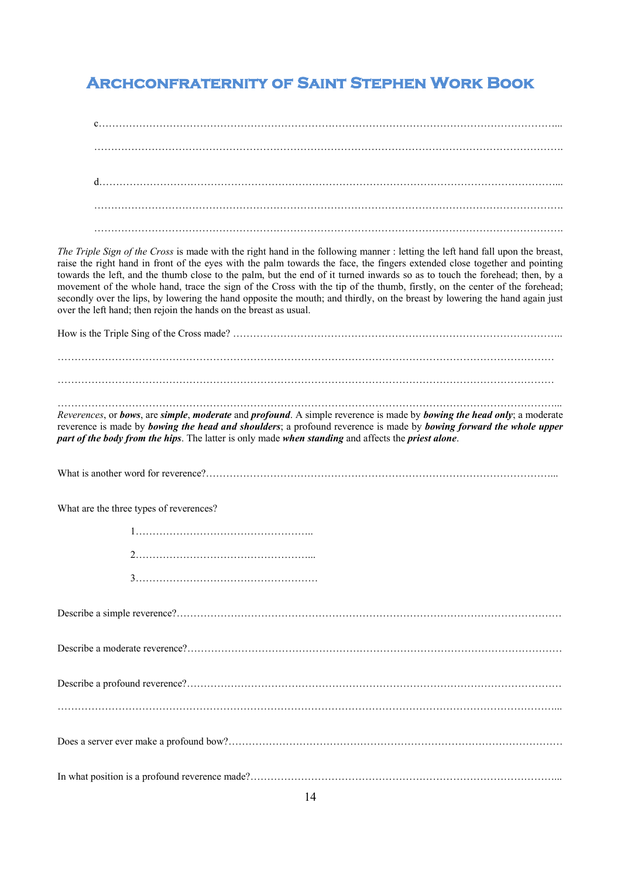c………………………………………………………………………………………………………………………...

……………………………………………………………………………………………………………………….

d………………………………………………………………………………………………………………………...

……………………………………………………………………………………………………………………….

……………………………………………………………………………………………………………………….

*The Triple Sign of the Cross* is made with the right hand in the following manner : letting the left hand fall upon the breast, raise the right hand in front of the eyes with the palm towards the face, the fingers extended close together and pointing towards the left, and the thumb close to the palm, but the end of it turned inwards so as to touch the forehead; then, by a movement of the whole hand, trace the sign of the Cross with the tip of the thumb, firstly, on the center of the forehead; secondly over the lips, by lowering the hand opposite the mouth; and thirdly, on the breast by lowering the hand again just over the left hand; then rejoin the hands on the breast as usual.

How is the Triple Sing of the Cross made? ……………………………………………………………………………………..

…………………………………………………………………………………………………………………………………

…………………………………………………………………………………………………………………………………

………………………………………………………………………………………………………………………………...

*Reverences*, or ***bows***, are ***simple***, ***moderate*** and ***profound***. A simple reverence is made by ***bowing the head only***; a moderate reverence is made by ***bowing the head and shoulders***; a profound reverence is made by ***bowing forward the whole upper part of the body from the hips***. The latter is only made ***when standing*** and affects the ***priest alone***.

What is another word for reverence?…………………………………………………………………………………………...

What are the three types of reverences?

1……………………………………………..

2……………………………………………...

3………………………………………………

Describe a simple reverence?……………………………………………………………………………………………………

Describe a moderate reverence?…………………………………………………………………………………………………

Describe a profound reverence?…………………………………………………………………………………………………

………………………………………………………………………………………………………………………………...

Does a server ever make a profound bow?………………………………………………………………………………………

In what position is a profound reverence made?………………………………………………………………………………...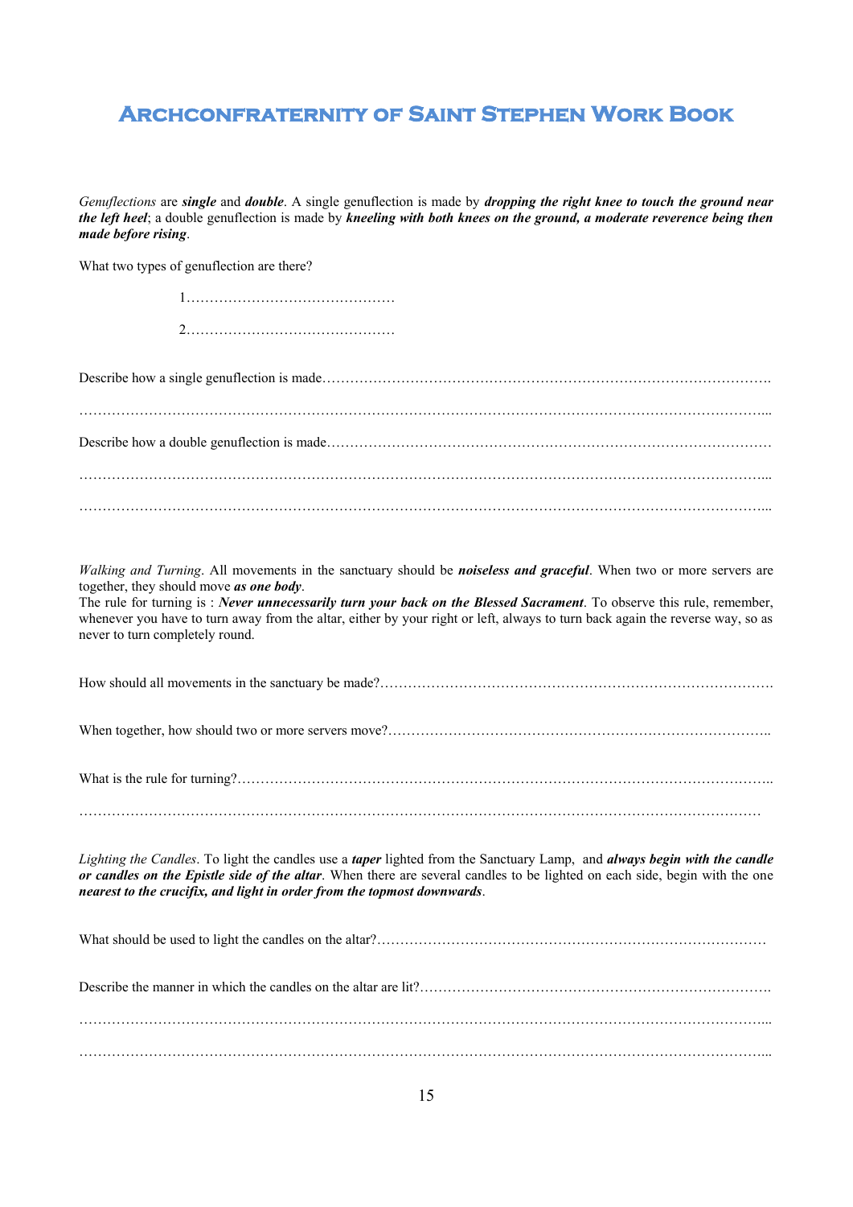# Archconfraternity of Saint Stephen Work Book

*Genuflections* are ***single*** and ***double***. A single genuflection is made by ***dropping the right knee to touch the ground near the left heel***; a double genuflection is made by ***kneeling with both knees on the ground, a moderate reverence being then made before rising***.

What two types of genuflection are there?

1………………………………………

2………………………………………

Describe how a single genuflection is made………………………………………………………………………………….

……………………………………………………………………………………………………………………………...

Describe how a double genuflection is made…………………………………………………………………………………

……………………………………………………………………………………………………………………………...

……………………………………………………………………………………………………………………………...

*Walking and Turning*. All movements in the sanctuary should be ***noiseless and graceful***. When two or more servers are together, they should move ***as one body***.

The rule for turning is : ***Never unnecessarily turn your back on the Blessed Sacrament***. To observe this rule, remember, whenever you have to turn away from the altar, either by your right or left, always to turn back again the reverse way, so as never to turn completely round.

How should all movements in the sanctuary be made?………………………………………………………………………….

When together, how should two or more servers move?………………………………………………………………………..

What is the rule for turning?…………………………………………………………………………………………………..

……………………………………………………………………………………………………………………………

*Lighting the Candles*. To light the candles use a ***taper*** lighted from the Sanctuary Lamp, and ***always begin with the candle or candles on the Epistle side of the altar***. When there are several candles to be lighted on each side, begin with the one ***nearest to the crucifix, and light in order from the topmost downwards***.

What should be used to light the candles on the altar?…………………………………………………………………………

Describe the manner in which the candles on the altar are lit?……………………………………………………………………….

……………………………………………………………………………………………………………………………...

……………………………………………………………………………………………………………………………...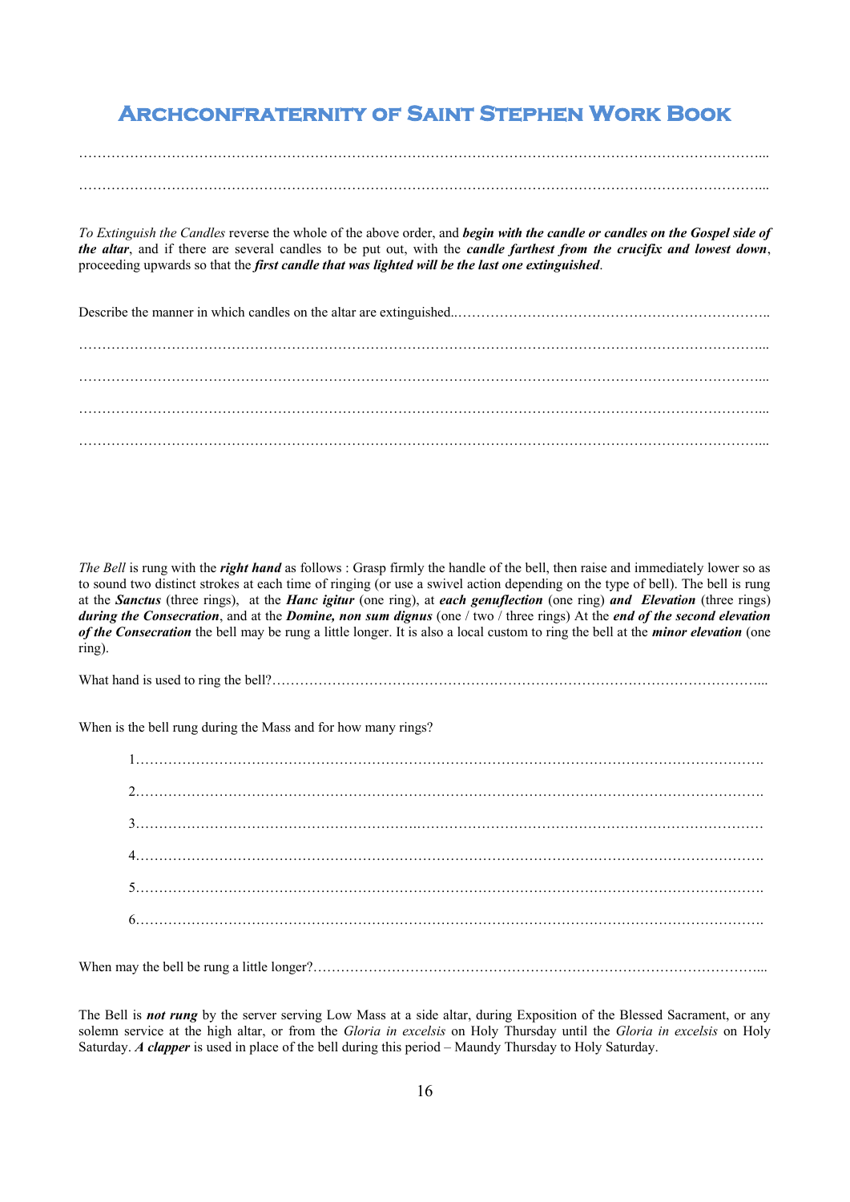# Archconfraternity of Saint Stephen Work Book

……………………………………………………………………………………………………………………………...

……………………………………………………………………………………………………………………………...

*To Extinguish the Candles* reverse the whole of the above order, and ***begin with the candle or candles on the Gospel side of the altar***, and if there are several candles to be put out, with the ***candle farthest from the crucifix and lowest down***, proceeding upwards so that the ***first candle that was lighted will be the last one extinguished***.

Describe the manner in which candles on the altar are extinguished..…………………………………………………………..

……………………………………………………………………………………………………………………………...

……………………………………………………………………………………………………………………………...

……………………………………………………………………………………………………………………………...

……………………………………………………………………………………………………………………………...

*The Bell* is rung with the ***right hand*** as follows : Grasp firmly the handle of the bell, then raise and immediately lower so as to sound two distinct strokes at each time of ringing (or use a swivel action depending on the type of bell). The bell is rung at the ***Sanctus*** (three rings), at the ***Hanc igitur*** (one ring), at ***each genuflection*** (one ring) ***and Elevation*** (three rings) ***during the Consecration***, and at the ***Domine, non sum dignus*** (one / two / three rings) At the ***end of the second elevation of the Consecration*** the bell may be rung a little longer. It is also a local custom to ring the bell at the ***minor elevation*** (one ring).

What hand is used to ring the bell?………………………………………………………………………………………………...

When is the bell rung during the Mass and for how many rings?

1…………………………………………………………………………………………………………………….

2…………………………………………………………………………………………………………………….

3…………………………………………………………………………………………………………………….

4…………………………………………………………………………………………………………………….

5…………………………………………………………………………………………………………………….

6…………………………………………………………………………………………………………………….

When may the bell be rung a little longer?……………………………………………………………………………………...

The Bell is ***not rung*** by the server serving Low Mass at a side altar, during Exposition of the Blessed Sacrament, or any solemn service at the high altar, or from the *Gloria in excelsis* on Holy Thursday until the *Gloria in excelsis* on Holy Saturday. ***A clapper*** is used in place of the bell during this period – Maundy Thursday to Holy Saturday.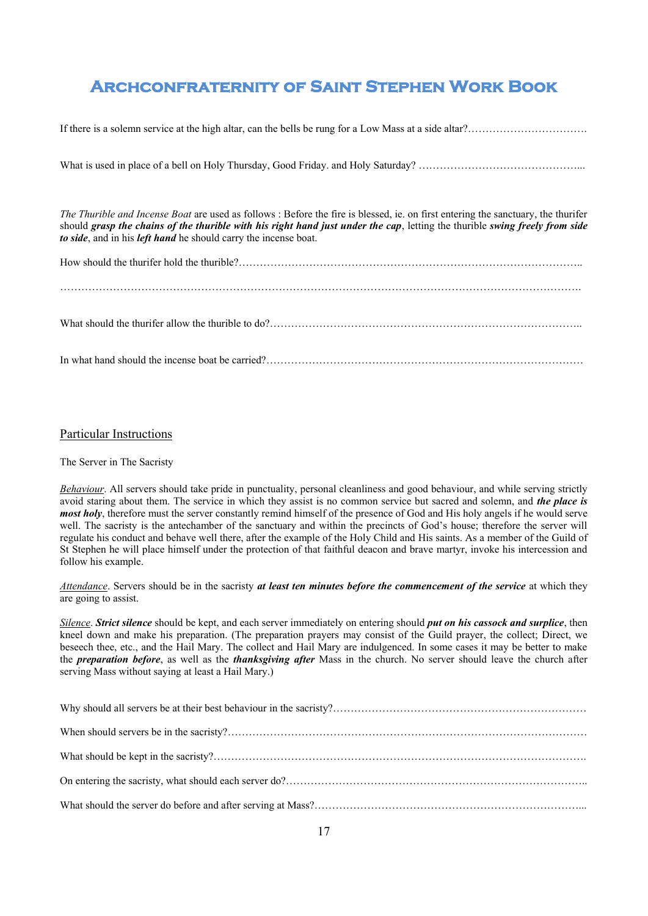# Archconfraternity of Saint Stephen Work Book

If there is a solemn service at the high altar, can the bells be rung for a Low Mass at a side altar?…………………………….

What is used in place of a bell on Holy Thursday, Good Friday. and Holy Saturday? ………………………………………...

*The Thurible and Incense Boat* are used as follows : Before the fire is blessed, ie. on first entering the sanctuary, the thurifer should ***grasp the chains of the thurible with his right hand just under the cap***, letting the thurible ***swing freely from side to side***, and in his ***left hand*** he should carry the incense boat.

How should the thurifer hold the thurible?……………………………………………………………………………………..

……………………………………………………………………………………………………………………………….

What should the thurifer allow the thurible to do?…………………………………………………………………………..

In what hand should the incense boat be carried?……………………………………………………………………………

## Particular Instructions

The Server in The Sacristy

*Behaviour*. All servers should take pride in punctuality, personal cleanliness and good behaviour, and while serving strictly avoid staring about them. The service in which they assist is no common service but sacred and solemn, and ***the place is most holy***, therefore must the server constantly remind himself of the presence of God and His holy angels if he would serve well. The sacristy is the antechamber of the sanctuary and within the precincts of God's house; therefore the server will regulate his conduct and behave well there, after the example of the Holy Child and His saints. As a member of the Guild of St Stephen he will place himself under the protection of that faithful deacon and brave martyr, invoke his intercession and follow his example.

*Attendance*. Servers should be in the sacristy ***at least ten minutes before the commencement of the service*** at which they are going to assist.

*Silence*. ***Strict silence*** should be kept, and each server immediately on entering should ***put on his cassock and surplice***, then kneel down and make his preparation. (The preparation prayers may consist of the Guild prayer, the collect; Direct, we beseech thee, etc., and the Hail Mary. The collect and Hail Mary are indulgenced. In some cases it may be better to make the ***preparation before***, as well as the ***thanksgiving after*** Mass in the church. No server should leave the church after serving Mass without saying at least a Hail Mary.)

Why should all servers be at their best behaviour in the sacristy?………………………………………………………………

When should servers be in the sacristy?…………………………………………………………………………………………

What should be kept in the sacristy?……………………………………………………………………………………………

On entering the sacristy, what should each server do?…………………………………………………………………………..

What should the server do before and after serving at Mass?…………………………………………………………………...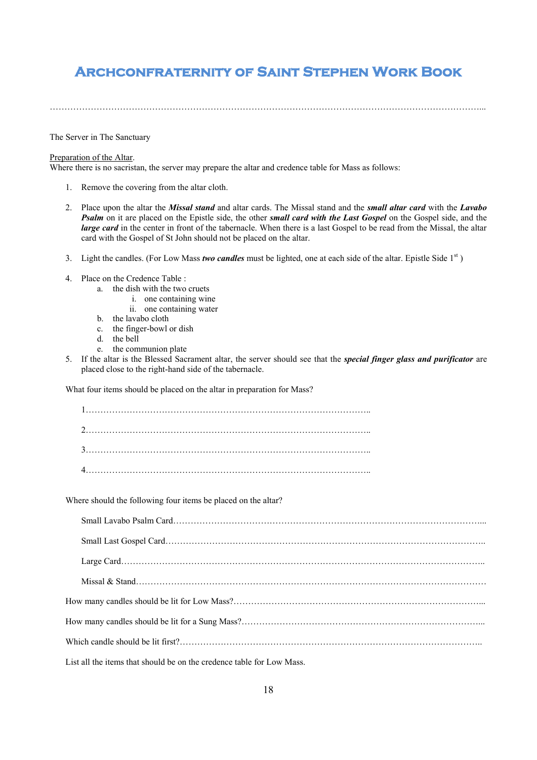# Archconfraternity of Saint Stephen Work Book

…………………………………………………………………………………………………………………………………...

The Server in The Sanctuary

Preparation of the Altar.

Where there is no sacristan, the server may prepare the altar and credence table for Mass as follows:

1. Remove the covering from the altar cloth.

2. Place upon the altar the ***Missal stand*** and altar cards. The Missal stand and the ***small altar card*** with the ***Lavabo Psalm*** on it are placed on the Epistle side, the other ***small card with the Last Gospel*** on the Gospel side, and the ***large card*** in the center in front of the tabernacle. When there is a last Gospel to be read from the Missal, the altar card with the Gospel of St John should not be placed on the altar.

3. Light the candles. (For Low Mass ***two candles*** must be lighted, one at each side of the altar. Epistle Side 1st )

4. Place on the Credence Table :
   a. the dish with the two cruets
      i. one containing wine
      ii. one containing water
   b. the lavabo cloth
   c. the finger-bowl or dish
   d. the bell
   e. the communion plate

5. If the altar is the Blessed Sacrament altar, the server should see that the ***special finger glass and purificator*** are placed close to the right-hand side of the tabernacle.

What four items should be placed on the altar in preparation for Mass?

1………………………………………………………………………………………..

2………………………………………………………………………………………..

3………………………………………………………………………………………..

4………………………………………………………………………………………..

Where should the following four items be placed on the altar?

Small Lavabo Psalm Card……………………………………………………………………………………………...

Small Last Gospel Card………………………………………………………………………………………………..

Large Card……………………………………………………………………………………………………………..

Missal & Stand…………………………………………………………………………………………………………

How many candles should be lit for Low Mass?…………………………………………………………………………...

How many candles should be lit for a Sung Mass?………………………………………………………………………...

Which candle should be lit first?………………………………………………………………………………………..

List all the items that should be on the credence table for Low Mass.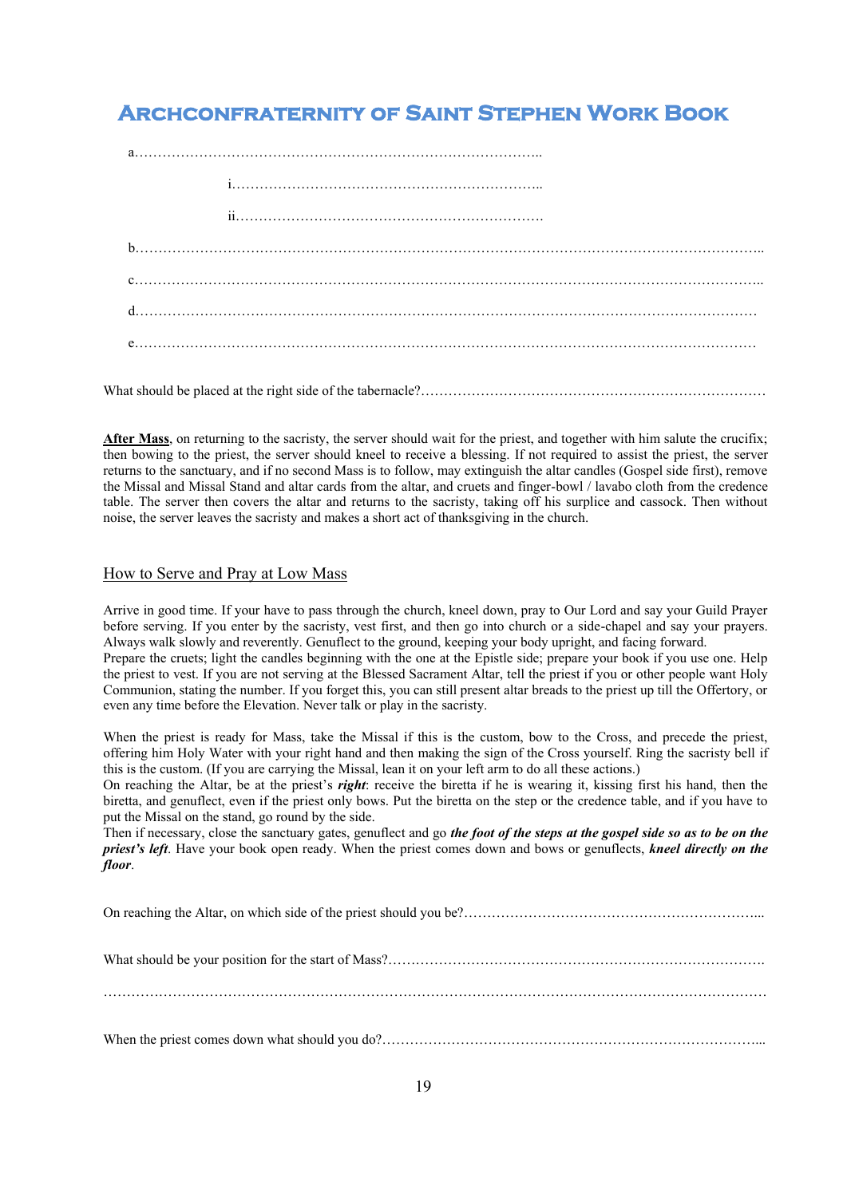a……………………………………………………………………………..

i…………………………………………………………..

ii………………………………………………………….

b………………………………………………………………………………………………………………..

c………………………………………………………………………………………………………………..

d………………………………………………………………………………………………………………

e………………………………………………………………………………………………………………

What should be placed at the right side of the tabernacle?…………………………………………………………………

**After Mass**, on returning to the sacristy, the server should wait for the priest, and together with him salute the crucifix; then bowing to the priest, the server should kneel to receive a blessing. If not required to assist the priest, the server returns to the sanctuary, and if no second Mass is to follow, may extinguish the altar candles (Gospel side first), remove the Missal and Missal Stand and altar cards from the altar, and cruets and finger-bowl / lavabo cloth from the credence table. The server then covers the altar and returns to the sacristy, taking off his surplice and cassock. Then without noise, the server leaves the sacristy and makes a short act of thanksgiving in the church.

## How to Serve and Pray at Low Mass

Arrive in good time. If your have to pass through the church, kneel down, pray to Our Lord and say your Guild Prayer before serving. If you enter by the sacristy, vest first, and then go into church or a side-chapel and say your prayers. Always walk slowly and reverently. Genuflect to the ground, keeping your body upright, and facing forward.
Prepare the cruets; light the candles beginning with the one at the Epistle side; prepare your book if you use one. Help the priest to vest. If you are not serving at the Blessed Sacrament Altar, tell the priest if you or other people want Holy Communion, stating the number. If you forget this, you can still present altar breads to the priest up till the Offertory, or even any time before the Elevation. Never talk or play in the sacristy.

When the priest is ready for Mass, take the Missal if this is the custom, bow to the Cross, and precede the priest, offering him Holy Water with your right hand and then making the sign of the Cross yourself. Ring the sacristy bell if this is the custom. (If you are carrying the Missal, lean it on your left arm to do all these actions.)
On reaching the Altar, be at the priest's ***right***: receive the biretta if he is wearing it, kissing first his hand, then the biretta, and genuflect, even if the priest only bows. Put the biretta on the step or the credence table, and if you have to put the Missal on the stand, go round by the side.
Then if necessary, close the sanctuary gates, genuflect and go ***the foot of the steps at the gospel side so as to be on the priest's left***. Have your book open ready. When the priest comes down and bows or genuflects, ***kneel directly on the floor***.

On reaching the Altar, on which side of the priest should you be?………………………………………………………...

What should be your position for the start of Mass?……………………………………………………………………….

……………………………………………………………………………………………………………………………

When the priest comes down what should you do?…………………………………………………………………………...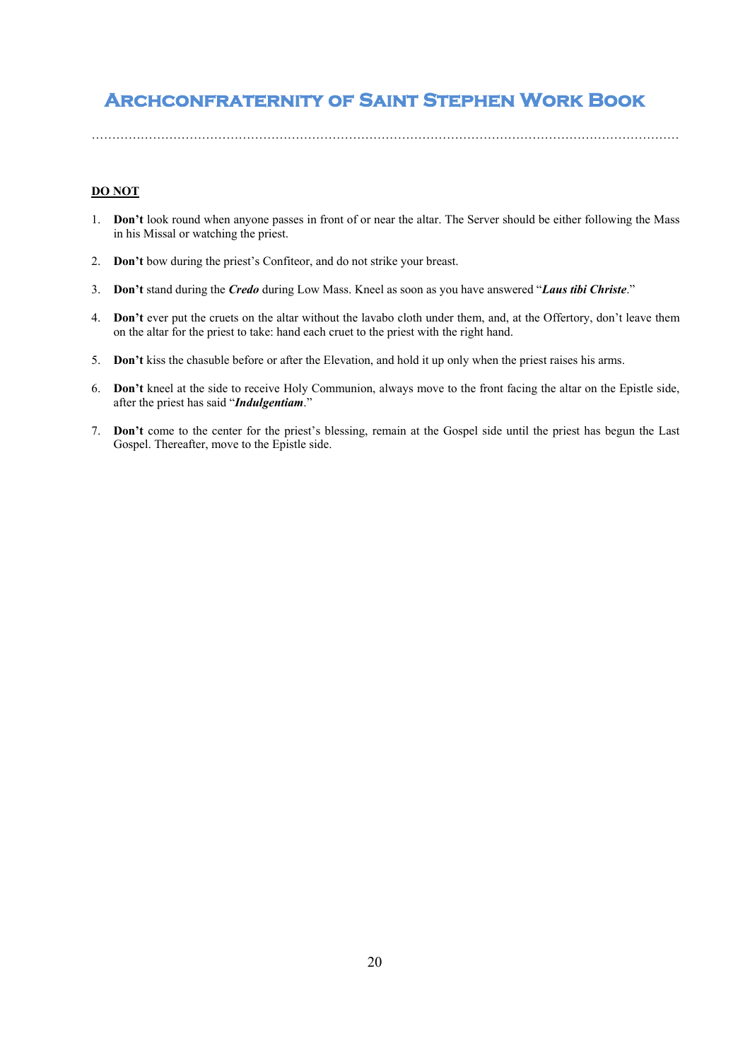**DO NOT**

1. **Don't** look round when anyone passes in front of or near the altar. The Server should be either following the Mass in his Missal or watching the priest.

2. **Don't** bow during the priest's Confiteor, and do not strike your breast.

3. **Don't** stand during the ***Credo*** during Low Mass. Kneel as soon as you have answered "***Laus tibi Christe***."

4. **Don't** ever put the cruets on the altar without the lavabo cloth under them, and, at the Offertory, don't leave them on the altar for the priest to take: hand each cruet to the priest with the right hand.

5. **Don't** kiss the chasuble before or after the Elevation, and hold it up only when the priest raises his arms.

6. **Don't** kneel at the side to receive Holy Communion, always move to the front facing the altar on the Epistle side, after the priest has said "***Indulgentiam***."

7. **Don't** come to the center for the priest's blessing, remain at the Gospel side until the priest has begun the Last Gospel. Thereafter, move to the Epistle side.